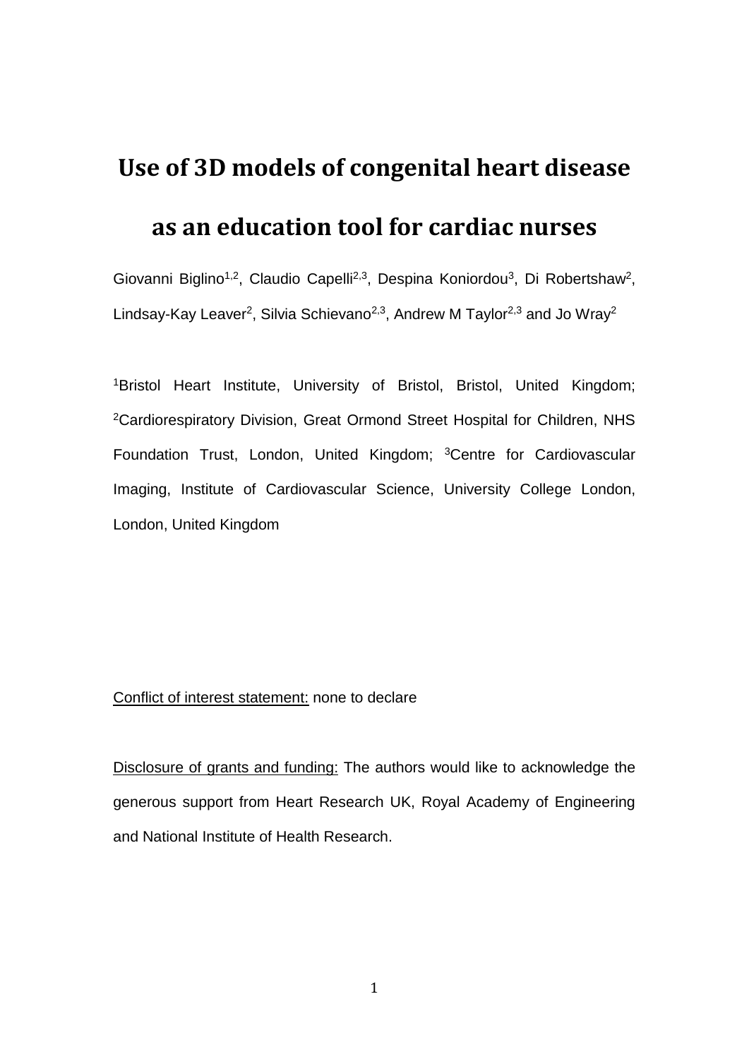# Use of 3D models of congenital heart disease as an education tool for cardiac nurses

Giovanni Biglino[1,2], Claudio Capelli[2,3], Despina Koniordou[3], Di Robertshaw[2], Lindsay-Kay Leaver[2], Silvia Schievano[2,3], Andrew M Taylor[2,3] and Jo Wray[2]

[1]Bristol Heart Institute, University of Bristol, Bristol, United Kingdom; [2]Cardiorespiratory Division, Great Ormond Street Hospital for Children, NHS Foundation Trust, London, United Kingdom; [3]Centre for Cardiovascular Imaging, Institute of Cardiovascular Science, University College London, London, United Kingdom

Conflict of interest statement: none to declare

Disclosure of grants and funding: The authors would like to acknowledge the generous support from Heart Research UK, Royal Academy of Engineering and National Institute of Health Research.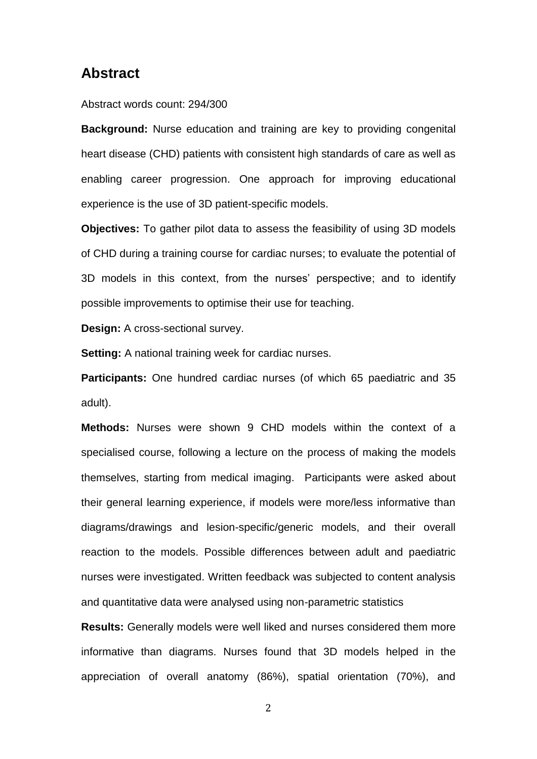## Abstract

Abstract words count: 294/300

**Background:** Nurse education and training are key to providing congenital heart disease (CHD) patients with consistent high standards of care as well as enabling career progression. One approach for improving educational experience is the use of 3D patient-specific models.

**Objectives:** To gather pilot data to assess the feasibility of using 3D models of CHD during a training course for cardiac nurses; to evaluate the potential of 3D models in this context, from the nurses' perspective; and to identify possible improvements to optimise their use for teaching.

**Design:** A cross-sectional survey.

**Setting:** A national training week for cardiac nurses.

**Participants:** One hundred cardiac nurses (of which 65 paediatric and 35 adult).

**Methods:** Nurses were shown 9 CHD models within the context of a specialised course, following a lecture on the process of making the models themselves, starting from medical imaging. Participants were asked about their general learning experience, if models were more/less informative than diagrams/drawings and lesion-specific/generic models, and their overall reaction to the models. Possible differences between adult and paediatric nurses were investigated. Written feedback was subjected to content analysis and quantitative data were analysed using non-parametric statistics

**Results:** Generally models were well liked and nurses considered them more informative than diagrams. Nurses found that 3D models helped in the appreciation of overall anatomy (86%), spatial orientation (70%), and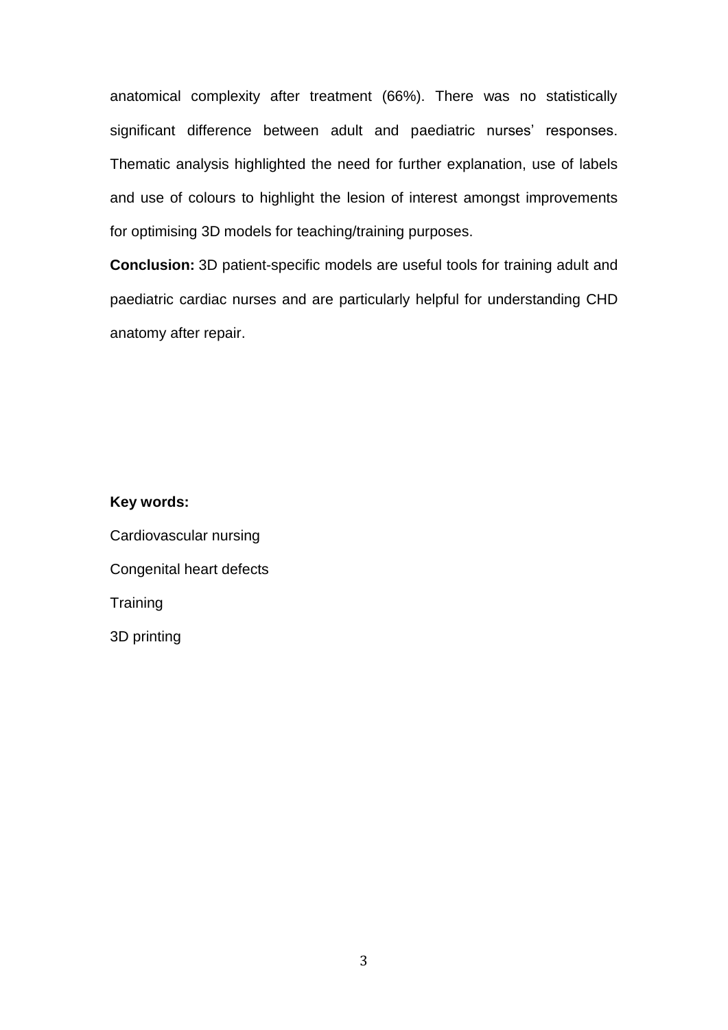anatomical complexity after treatment (66%). There was no statistically significant difference between adult and paediatric nurses' responses. Thematic analysis highlighted the need for further explanation, use of labels and use of colours to highlight the lesion of interest amongst improvements for optimising 3D models for teaching/training purposes.

**Conclusion:** 3D patient-specific models are useful tools for training adult and paediatric cardiac nurses and are particularly helpful for understanding CHD anatomy after repair.

**Key words:**

Cardiovascular nursing

Congenital heart defects

Training

3D printing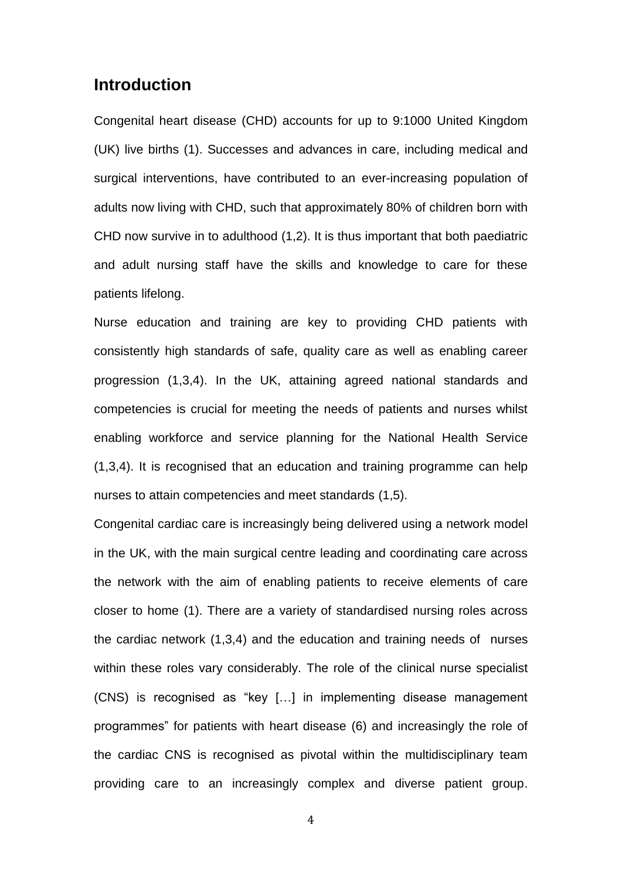## Introduction

Congenital heart disease (CHD) accounts for up to 9:1000 United Kingdom (UK) live births (1). Successes and advances in care, including medical and surgical interventions, have contributed to an ever-increasing population of adults now living with CHD, such that approximately 80% of children born with CHD now survive in to adulthood (1,2). It is thus important that both paediatric and adult nursing staff have the skills and knowledge to care for these patients lifelong.

Nurse education and training are key to providing CHD patients with consistently high standards of safe, quality care as well as enabling career progression (1,3,4). In the UK, attaining agreed national standards and competencies is crucial for meeting the needs of patients and nurses whilst enabling workforce and service planning for the National Health Service (1,3,4). It is recognised that an education and training programme can help nurses to attain competencies and meet standards (1,5).

Congenital cardiac care is increasingly being delivered using a network model in the UK, with the main surgical centre leading and coordinating care across the network with the aim of enabling patients to receive elements of care closer to home (1). There are a variety of standardised nursing roles across the cardiac network (1,3,4) and the education and training needs of nurses within these roles vary considerably. The role of the clinical nurse specialist (CNS) is recognised as "key […] in implementing disease management programmes" for patients with heart disease (6) and increasingly the role of the cardiac CNS is recognised as pivotal within the multidisciplinary team providing care to an increasingly complex and diverse patient group.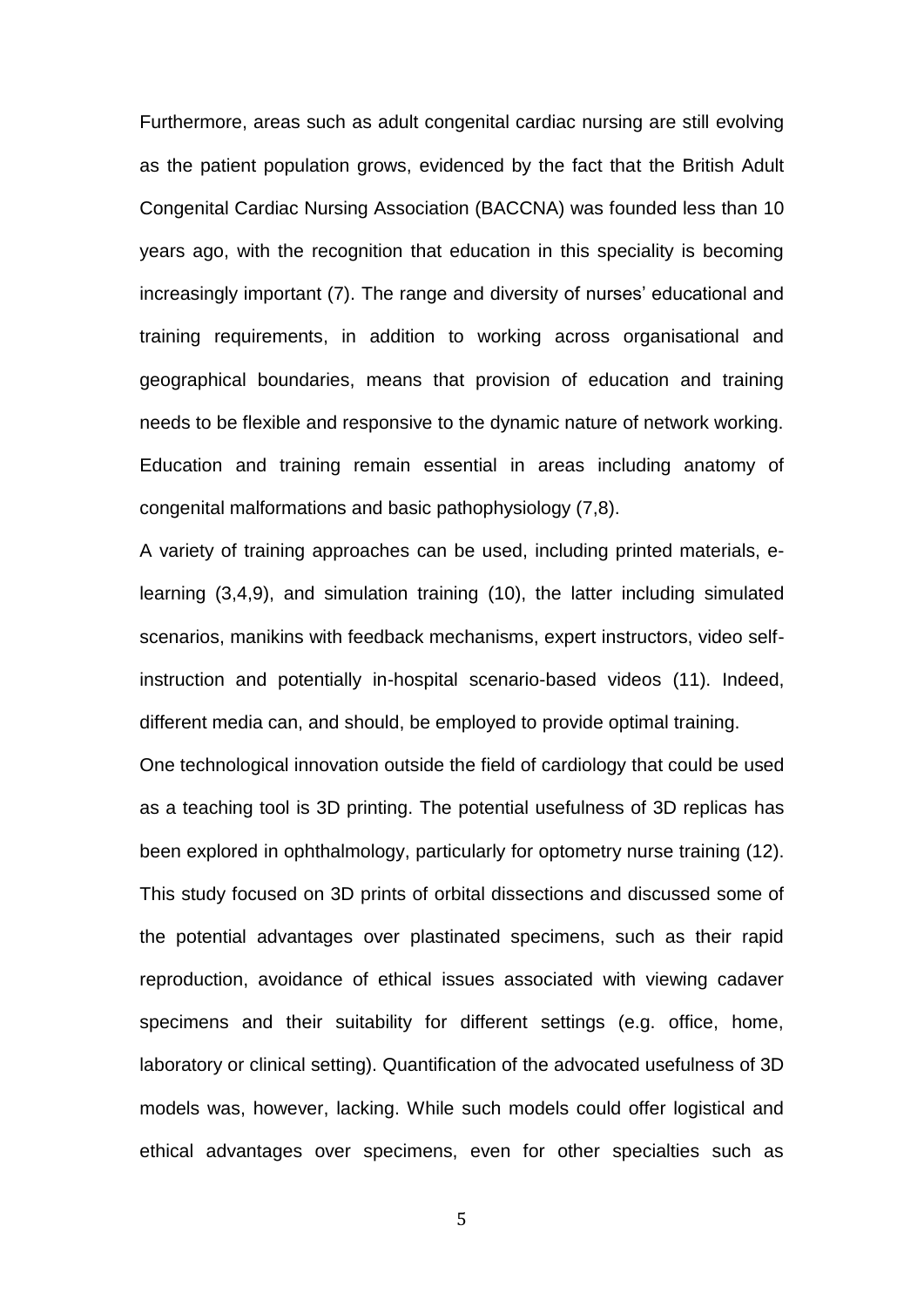Furthermore, areas such as adult congenital cardiac nursing are still evolving as the patient population grows, evidenced by the fact that the British Adult Congenital Cardiac Nursing Association (BACCNA) was founded less than 10 years ago, with the recognition that education in this speciality is becoming increasingly important (7). The range and diversity of nurses' educational and training requirements, in addition to working across organisational and geographical boundaries, means that provision of education and training needs to be flexible and responsive to the dynamic nature of network working. Education and training remain essential in areas including anatomy of congenital malformations and basic pathophysiology (7,8).

A variety of training approaches can be used, including printed materials, e-learning (3,4,9), and simulation training (10), the latter including simulated scenarios, manikins with feedback mechanisms, expert instructors, video self-instruction and potentially in-hospital scenario-based videos (11). Indeed, different media can, and should, be employed to provide optimal training.

One technological innovation outside the field of cardiology that could be used as a teaching tool is 3D printing. The potential usefulness of 3D replicas has been explored in ophthalmology, particularly for optometry nurse training (12). This study focused on 3D prints of orbital dissections and discussed some of the potential advantages over plastinated specimens, such as their rapid reproduction, avoidance of ethical issues associated with viewing cadaver specimens and their suitability for different settings (e.g. office, home, laboratory or clinical setting). Quantification of the advocated usefulness of 3D models was, however, lacking. While such models could offer logistical and ethical advantages over specimens, even for other specialties such as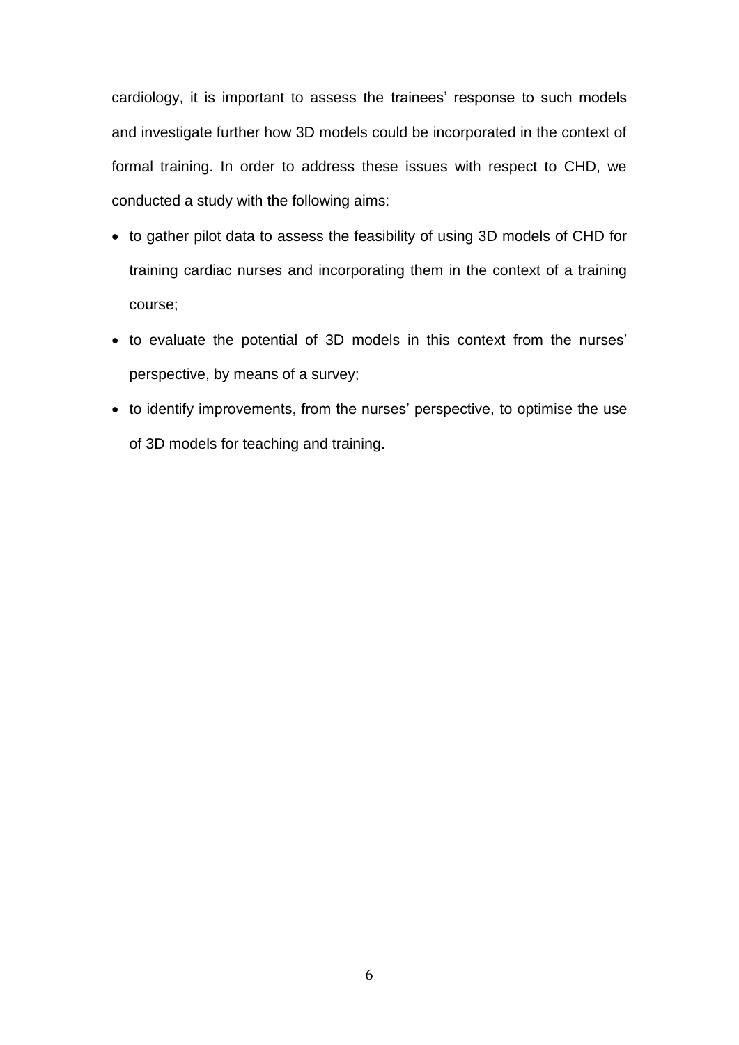cardiology, it is important to assess the trainees' response to such models and investigate further how 3D models could be incorporated in the context of formal training. In order to address these issues with respect to CHD, we conducted a study with the following aims:

- to gather pilot data to assess the feasibility of using 3D models of CHD for training cardiac nurses and incorporating them in the context of a training course;
- to evaluate the potential of 3D models in this context from the nurses' perspective, by means of a survey;
- to identify improvements, from the nurses' perspective, to optimise the use of 3D models for teaching and training.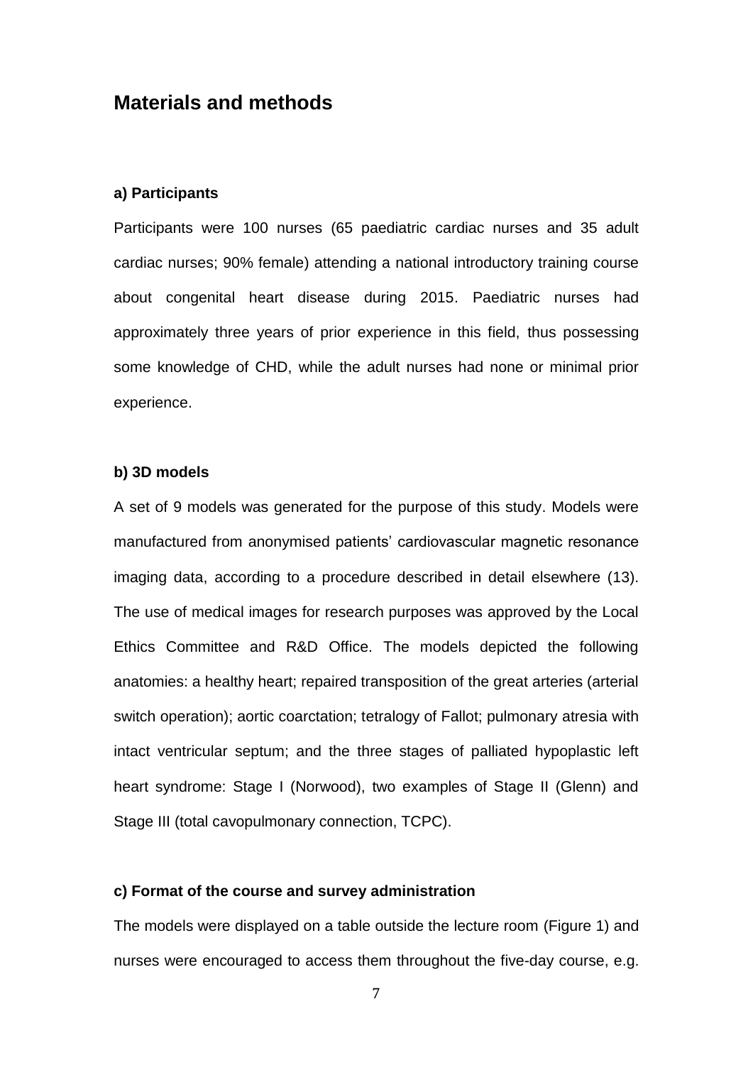## Materials and methods

### a) Participants

Participants were 100 nurses (65 paediatric cardiac nurses and 35 adult cardiac nurses; 90% female) attending a national introductory training course about congenital heart disease during 2015. Paediatric nurses had approximately three years of prior experience in this field, thus possessing some knowledge of CHD, while the adult nurses had none or minimal prior experience.

### b) 3D models

A set of 9 models was generated for the purpose of this study. Models were manufactured from anonymised patients' cardiovascular magnetic resonance imaging data, according to a procedure described in detail elsewhere (13). The use of medical images for research purposes was approved by the Local Ethics Committee and R&D Office. The models depicted the following anatomies: a healthy heart; repaired transposition of the great arteries (arterial switch operation); aortic coarctation; tetralogy of Fallot; pulmonary atresia with intact ventricular septum; and the three stages of palliated hypoplastic left heart syndrome: Stage I (Norwood), two examples of Stage II (Glenn) and Stage III (total cavopulmonary connection, TCPC).

### c) Format of the course and survey administration

The models were displayed on a table outside the lecture room (Figure 1) and nurses were encouraged to access them throughout the five-day course, e.g.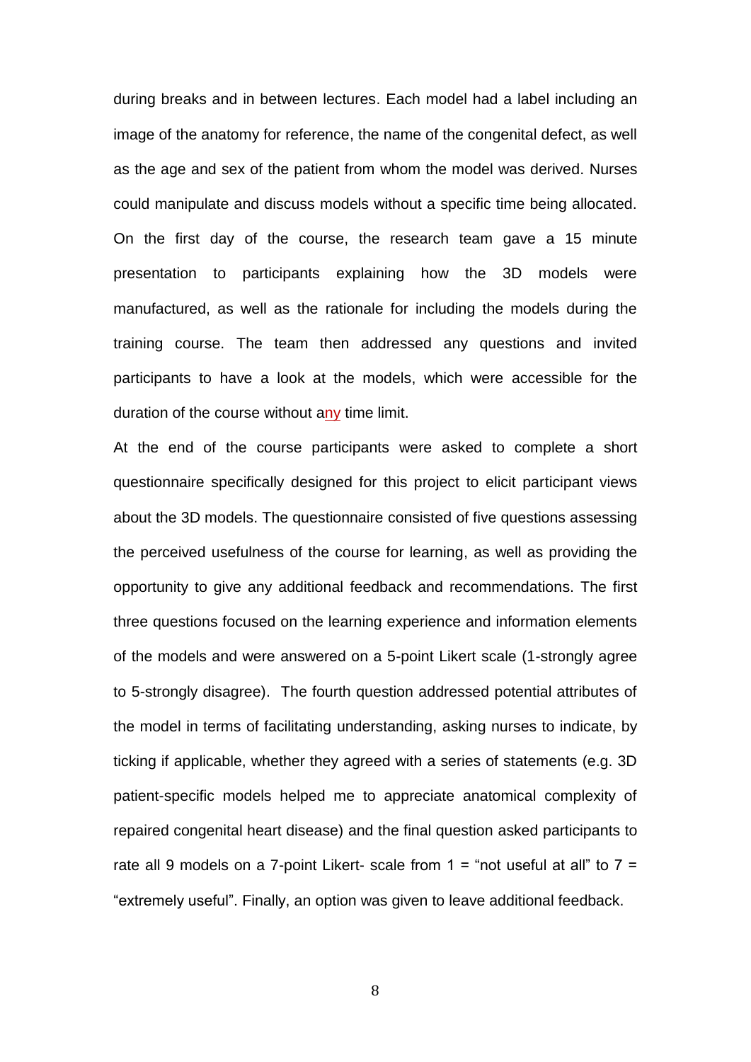during breaks and in between lectures. Each model had a label including an image of the anatomy for reference, the name of the congenital defect, as well as the age and sex of the patient from whom the model was derived. Nurses could manipulate and discuss models without a specific time being allocated. On the first day of the course, the research team gave a 15 minute presentation to participants explaining how the 3D models were manufactured, as well as the rationale for including the models during the training course. The team then addressed any questions and invited participants to have a look at the models, which were accessible for the duration of the course without any time limit.

At the end of the course participants were asked to complete a short questionnaire specifically designed for this project to elicit participant views about the 3D models. The questionnaire consisted of five questions assessing the perceived usefulness of the course for learning, as well as providing the opportunity to give any additional feedback and recommendations. The first three questions focused on the learning experience and information elements of the models and were answered on a 5-point Likert scale (1-strongly agree to 5-strongly disagree). The fourth question addressed potential attributes of the model in terms of facilitating understanding, asking nurses to indicate, by ticking if applicable, whether they agreed with a series of statements (e.g. 3D patient-specific models helped me to appreciate anatomical complexity of repaired congenital heart disease) and the final question asked participants to rate all 9 models on a 7-point Likert- scale from 1 = "not useful at all" to 7 = "extremely useful". Finally, an option was given to leave additional feedback.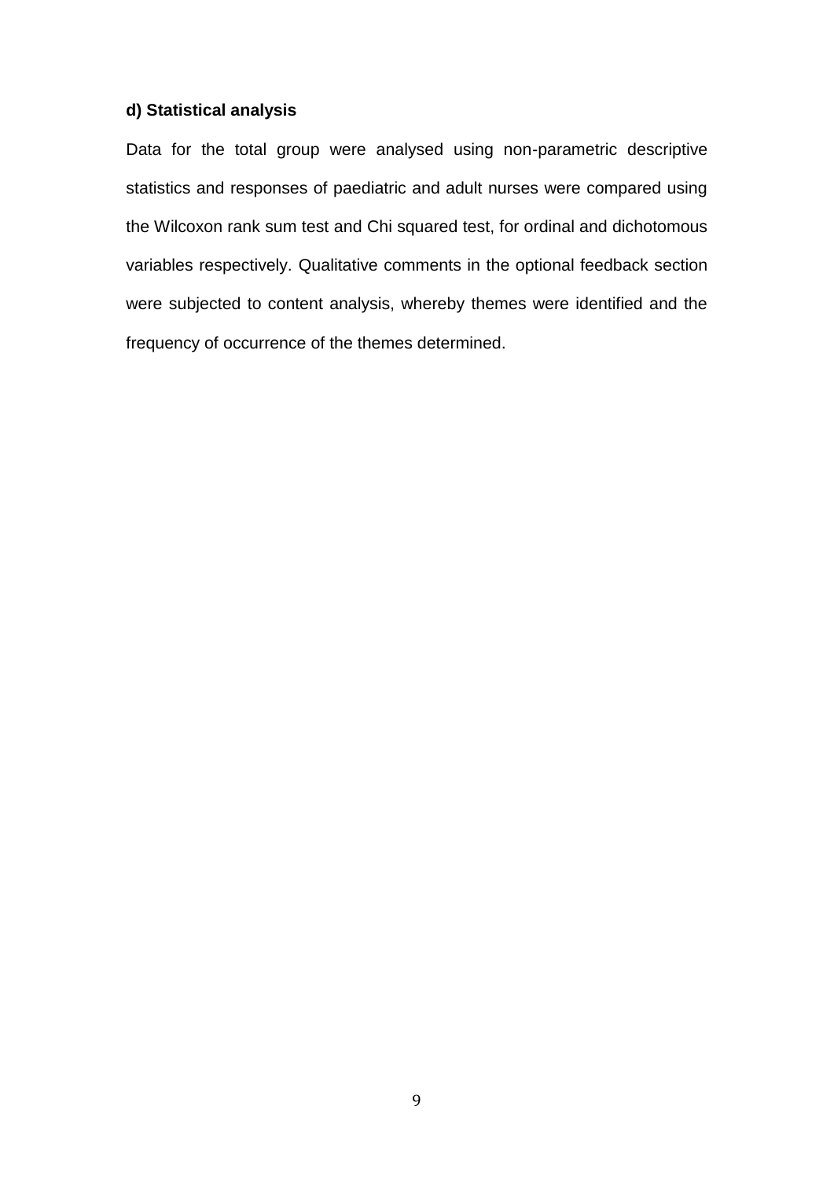**d) Statistical analysis**

Data for the total group were analysed using non-parametric descriptive statistics and responses of paediatric and adult nurses were compared using the Wilcoxon rank sum test and Chi squared test, for ordinal and dichotomous variables respectively. Qualitative comments in the optional feedback section were subjected to content analysis, whereby themes were identified and the frequency of occurrence of the themes determined.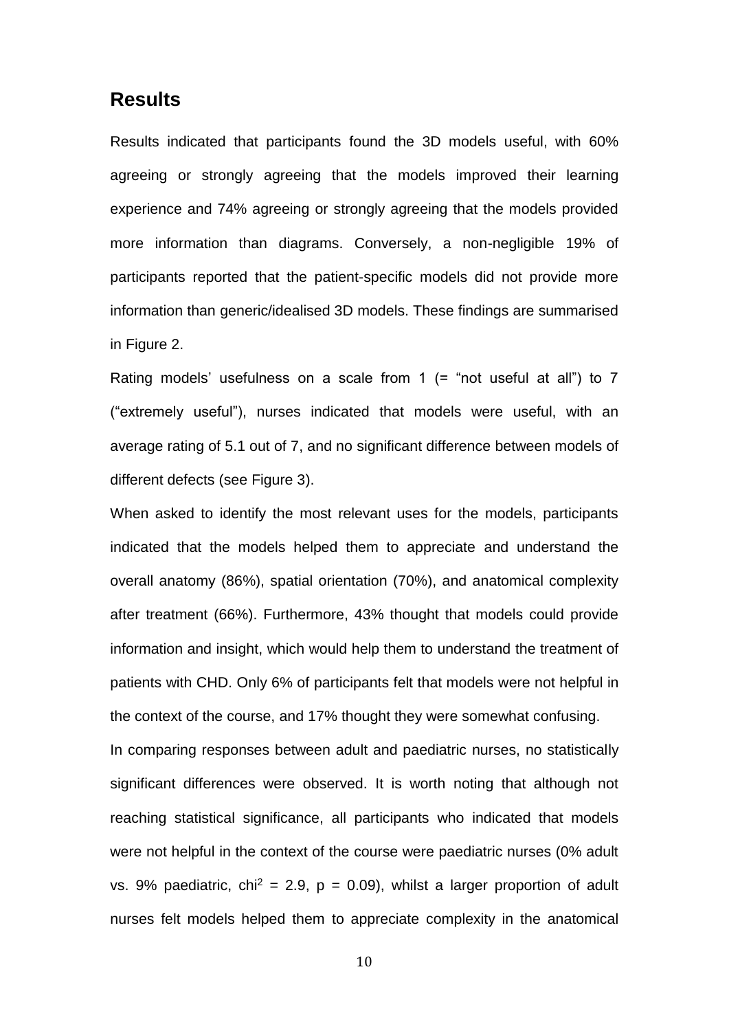## Results

Results indicated that participants found the 3D models useful, with 60% agreeing or strongly agreeing that the models improved their learning experience and 74% agreeing or strongly agreeing that the models provided more information than diagrams. Conversely, a non-negligible 19% of participants reported that the patient-specific models did not provide more information than generic/idealised 3D models. These findings are summarised in Figure 2.

Rating models' usefulness on a scale from 1 (= "not useful at all") to 7 ("extremely useful"), nurses indicated that models were useful, with an average rating of 5.1 out of 7, and no significant difference between models of different defects (see Figure 3).

When asked to identify the most relevant uses for the models, participants indicated that the models helped them to appreciate and understand the overall anatomy (86%), spatial orientation (70%), and anatomical complexity after treatment (66%). Furthermore, 43% thought that models could provide information and insight, which would help them to understand the treatment of patients with CHD. Only 6% of participants felt that models were not helpful in the context of the course, and 17% thought they were somewhat confusing.

In comparing responses between adult and paediatric nurses, no statistically significant differences were observed. It is worth noting that although not reaching statistical significance, all participants who indicated that models were not helpful in the context of the course were paediatric nurses (0% adult vs. 9% paediatric, $chi^2 = 2.9$, $p = 0.09$), whilst a larger proportion of adult nurses felt models helped them to appreciate complexity in the anatomical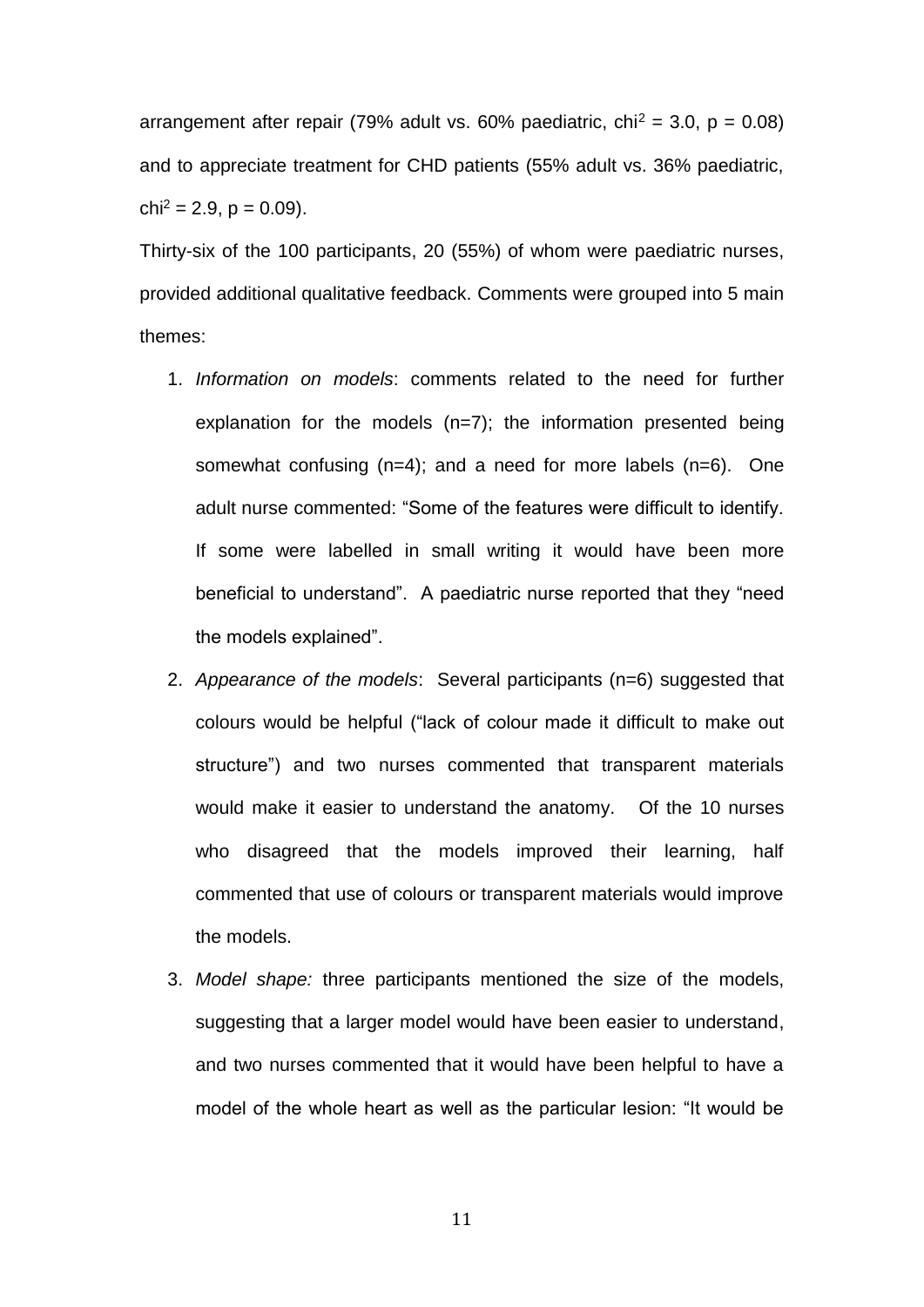arrangement after repair (79% adult vs. 60% paediatric, $chi^2 = 3.0$, $p = 0.08$) and to appreciate treatment for CHD patients (55% adult vs. 36% paediatric, $chi^2 = 2.9$, $p = 0.09$).

Thirty-six of the 100 participants, 20 (55%) of whom were paediatric nurses, provided additional qualitative feedback. Comments were grouped into 5 main themes:

1. *Information on models*: comments related to the need for further explanation for the models (n=7); the information presented being somewhat confusing (n=4); and a need for more labels (n=6). One adult nurse commented: "Some of the features were difficult to identify. If some were labelled in small writing it would have been more beneficial to understand". A paediatric nurse reported that they "need the models explained".
2. *Appearance of the models*: Several participants (n=6) suggested that colours would be helpful ("lack of colour made it difficult to make out structure") and two nurses commented that transparent materials would make it easier to understand the anatomy. Of the 10 nurses who disagreed that the models improved their learning, half commented that use of colours or transparent materials would improve the models.
3. *Model shape:* three participants mentioned the size of the models, suggesting that a larger model would have been easier to understand, and two nurses commented that it would have been helpful to have a model of the whole heart as well as the particular lesion: "It would be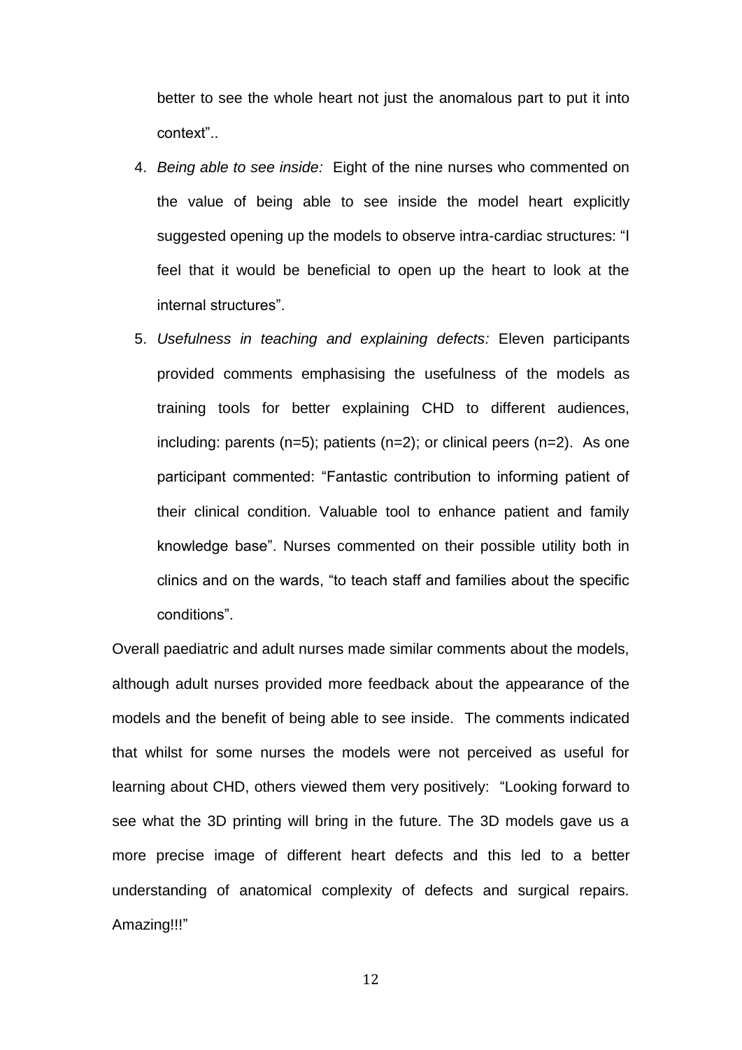better to see the whole heart not just the anomalous part to put it into context"..

4. *Being able to see inside:* Eight of the nine nurses who commented on the value of being able to see inside the model heart explicitly suggested opening up the models to observe intra-cardiac structures: "I feel that it would be beneficial to open up the heart to look at the internal structures".
5. *Usefulness in teaching and explaining defects:* Eleven participants provided comments emphasising the usefulness of the models as training tools for better explaining CHD to different audiences, including: parents (n=5); patients (n=2); or clinical peers (n=2). As one participant commented: "Fantastic contribution to informing patient of their clinical condition. Valuable tool to enhance patient and family knowledge base". Nurses commented on their possible utility both in clinics and on the wards, "to teach staff and families about the specific conditions".

Overall paediatric and adult nurses made similar comments about the models, although adult nurses provided more feedback about the appearance of the models and the benefit of being able to see inside. The comments indicated that whilst for some nurses the models were not perceived as useful for learning about CHD, others viewed them very positively: "Looking forward to see what the 3D printing will bring in the future. The 3D models gave us a more precise image of different heart defects and this led to a better understanding of anatomical complexity of defects and surgical repairs. Amazing!!!"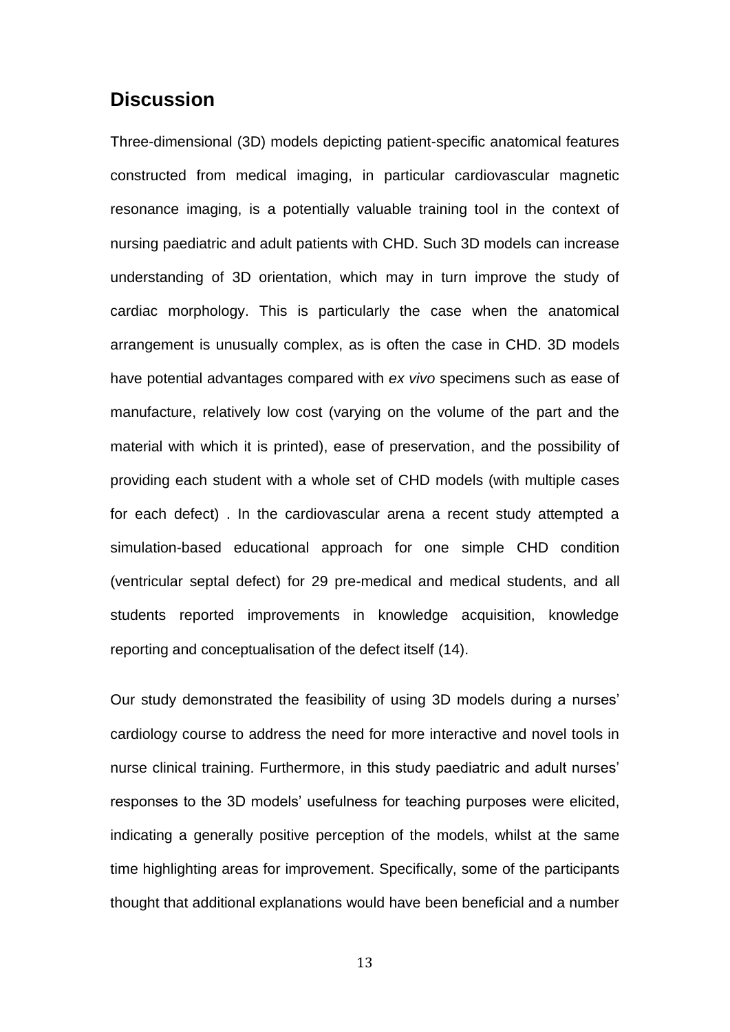## Discussion

Three-dimensional (3D) models depicting patient-specific anatomical features constructed from medical imaging, in particular cardiovascular magnetic resonance imaging, is a potentially valuable training tool in the context of nursing paediatric and adult patients with CHD. Such 3D models can increase understanding of 3D orientation, which may in turn improve the study of cardiac morphology. This is particularly the case when the anatomical arrangement is unusually complex, as is often the case in CHD. 3D models have potential advantages compared with *ex vivo* specimens such as ease of manufacture, relatively low cost (varying on the volume of the part and the material with which it is printed), ease of preservation, and the possibility of providing each student with a whole set of CHD models (with multiple cases for each defect) . In the cardiovascular arena a recent study attempted a simulation-based educational approach for one simple CHD condition (ventricular septal defect) for 29 pre-medical and medical students, and all students reported improvements in knowledge acquisition, knowledge reporting and conceptualisation of the defect itself (14).

Our study demonstrated the feasibility of using 3D models during a nurses' cardiology course to address the need for more interactive and novel tools in nurse clinical training. Furthermore, in this study paediatric and adult nurses' responses to the 3D models' usefulness for teaching purposes were elicited, indicating a generally positive perception of the models, whilst at the same time highlighting areas for improvement. Specifically, some of the participants thought that additional explanations would have been beneficial and a number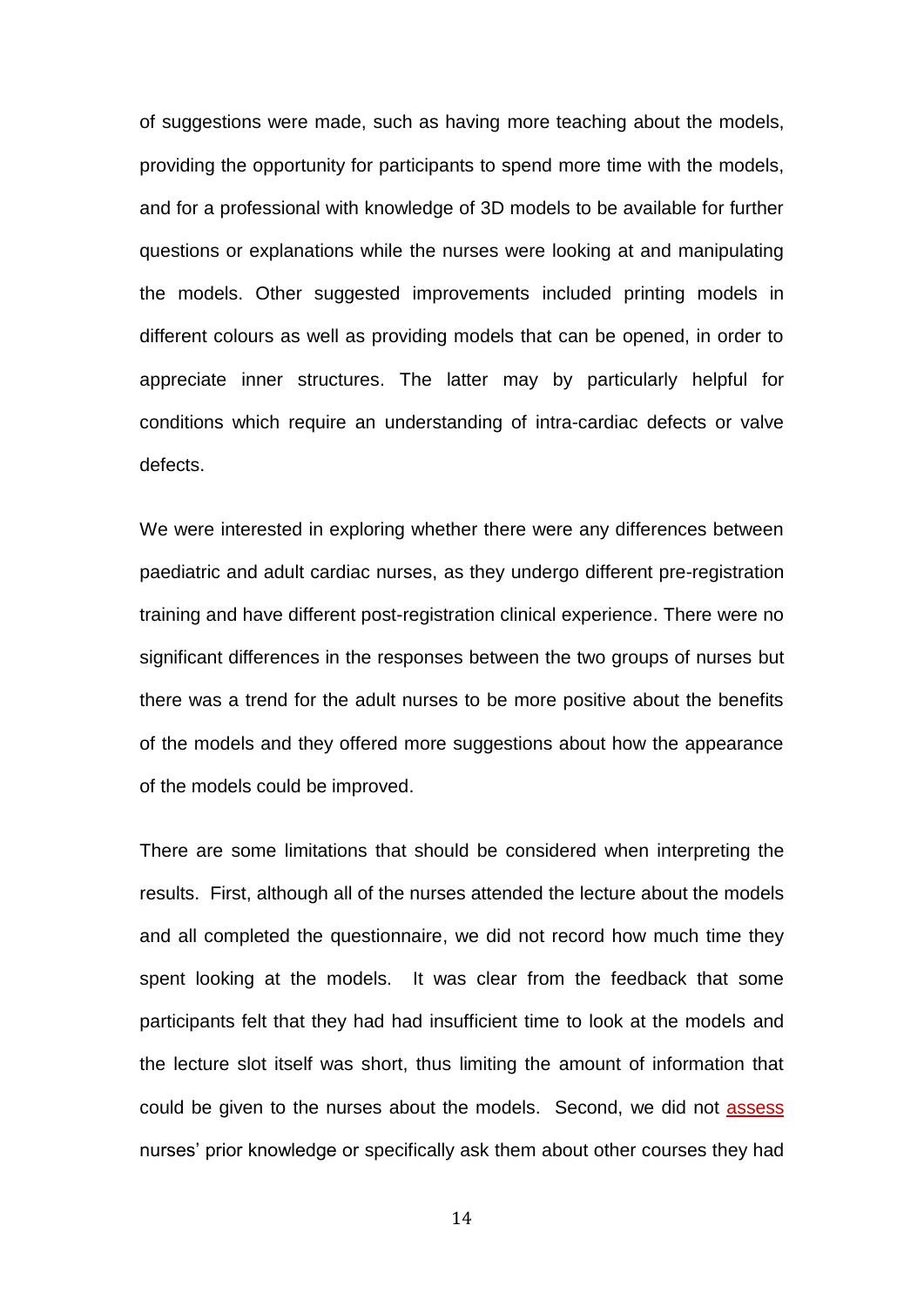of suggestions were made, such as having more teaching about the models, providing the opportunity for participants to spend more time with the models, and for a professional with knowledge of 3D models to be available for further questions or explanations while the nurses were looking at and manipulating the models. Other suggested improvements included printing models in different colours as well as providing models that can be opened, in order to appreciate inner structures. The latter may by particularly helpful for conditions which require an understanding of intra-cardiac defects or valve defects.

We were interested in exploring whether there were any differences between paediatric and adult cardiac nurses, as they undergo different pre-registration training and have different post-registration clinical experience. There were no significant differences in the responses between the two groups of nurses but there was a trend for the adult nurses to be more positive about the benefits of the models and they offered more suggestions about how the appearance of the models could be improved.

There are some limitations that should be considered when interpreting the results. First, although all of the nurses attended the lecture about the models and all completed the questionnaire, we did not record how much time they spent looking at the models. It was clear from the feedback that some participants felt that they had had insufficient time to look at the models and the lecture slot itself was short, thus limiting the amount of information that could be given to the nurses about the models. Second, we did not assess nurses' prior knowledge or specifically ask them about other courses they had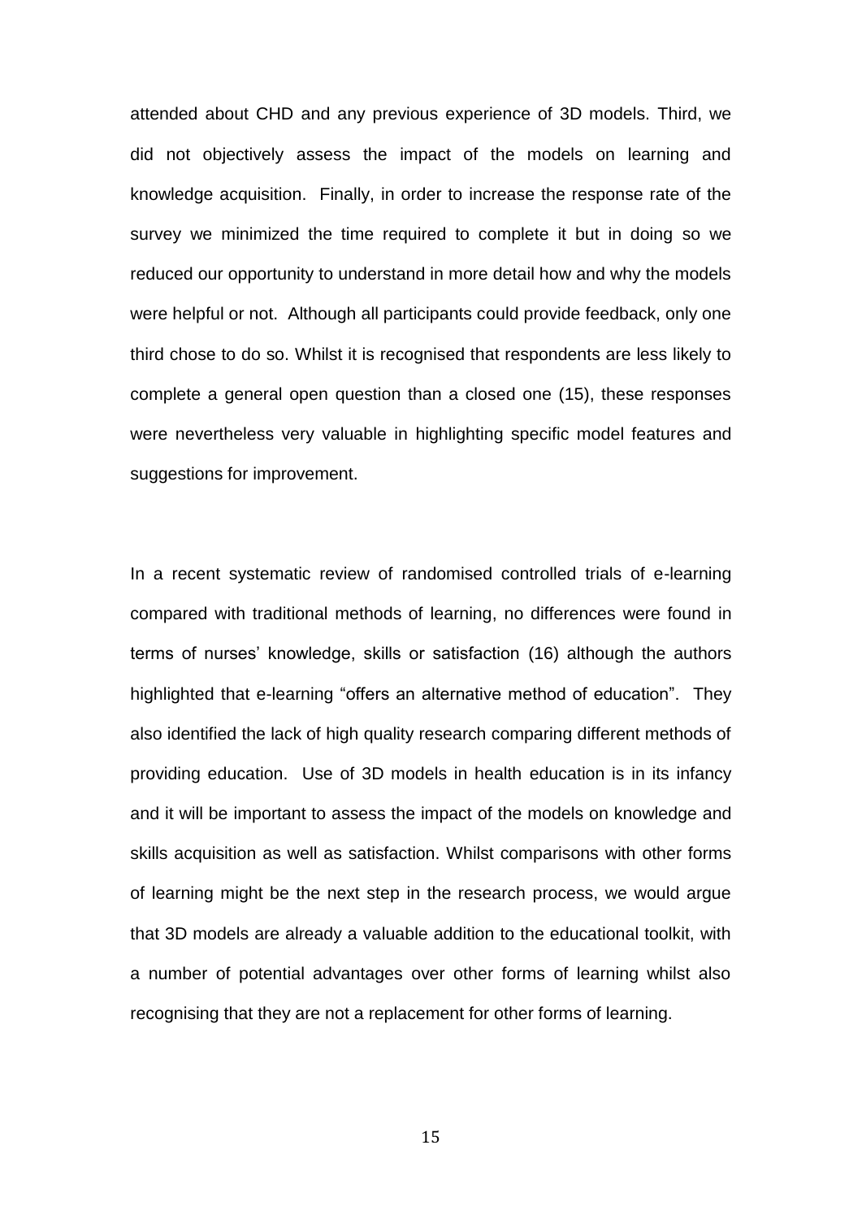attended about CHD and any previous experience of 3D models. Third, we did not objectively assess the impact of the models on learning and knowledge acquisition. Finally, in order to increase the response rate of the survey we minimized the time required to complete it but in doing so we reduced our opportunity to understand in more detail how and why the models were helpful or not. Although all participants could provide feedback, only one third chose to do so. Whilst it is recognised that respondents are less likely to complete a general open question than a closed one (15), these responses were nevertheless very valuable in highlighting specific model features and suggestions for improvement.

In a recent systematic review of randomised controlled trials of e-learning compared with traditional methods of learning, no differences were found in terms of nurses' knowledge, skills or satisfaction (16) although the authors highlighted that e-learning "offers an alternative method of education". They also identified the lack of high quality research comparing different methods of providing education. Use of 3D models in health education is in its infancy and it will be important to assess the impact of the models on knowledge and skills acquisition as well as satisfaction. Whilst comparisons with other forms of learning might be the next step in the research process, we would argue that 3D models are already a valuable addition to the educational toolkit, with a number of potential advantages over other forms of learning whilst also recognising that they are not a replacement for other forms of learning.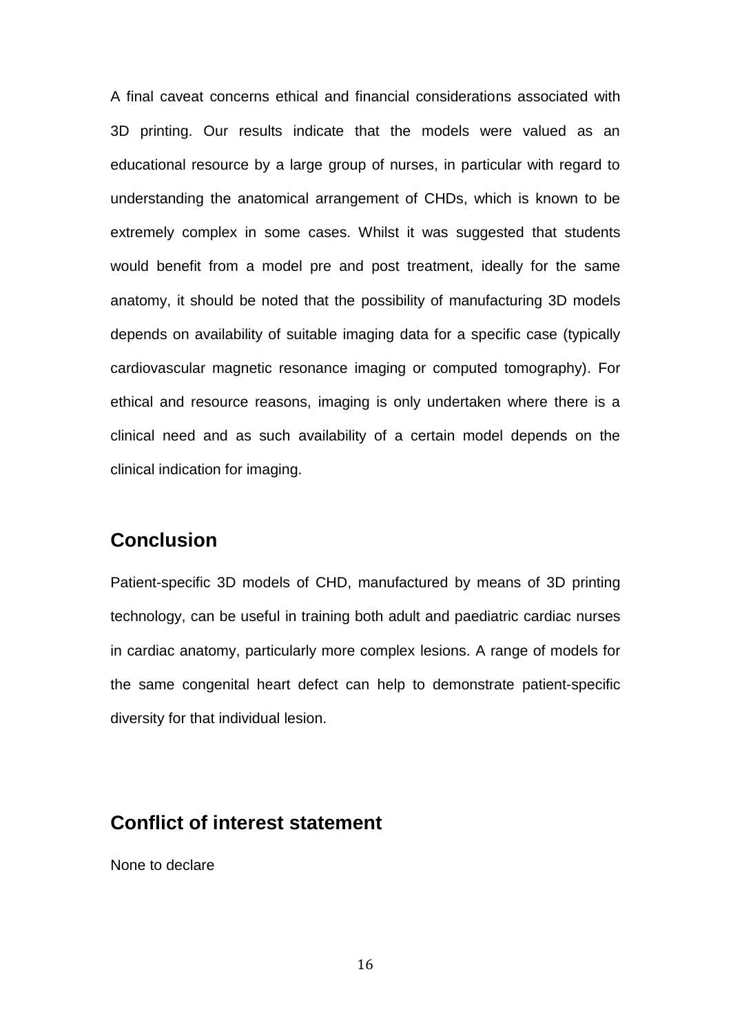A final caveat concerns ethical and financial considerations associated with 3D printing. Our results indicate that the models were valued as an educational resource by a large group of nurses, in particular with regard to understanding the anatomical arrangement of CHDs, which is known to be extremely complex in some cases. Whilst it was suggested that students would benefit from a model pre and post treatment, ideally for the same anatomy, it should be noted that the possibility of manufacturing 3D models depends on availability of suitable imaging data for a specific case (typically cardiovascular magnetic resonance imaging or computed tomography). For ethical and resource reasons, imaging is only undertaken where there is a clinical need and as such availability of a certain model depends on the clinical indication for imaging.

## Conclusion

Patient-specific 3D models of CHD, manufactured by means of 3D printing technology, can be useful in training both adult and paediatric cardiac nurses in cardiac anatomy, particularly more complex lesions. A range of models for the same congenital heart defect can help to demonstrate patient-specific diversity for that individual lesion.

## Conflict of interest statement

None to declare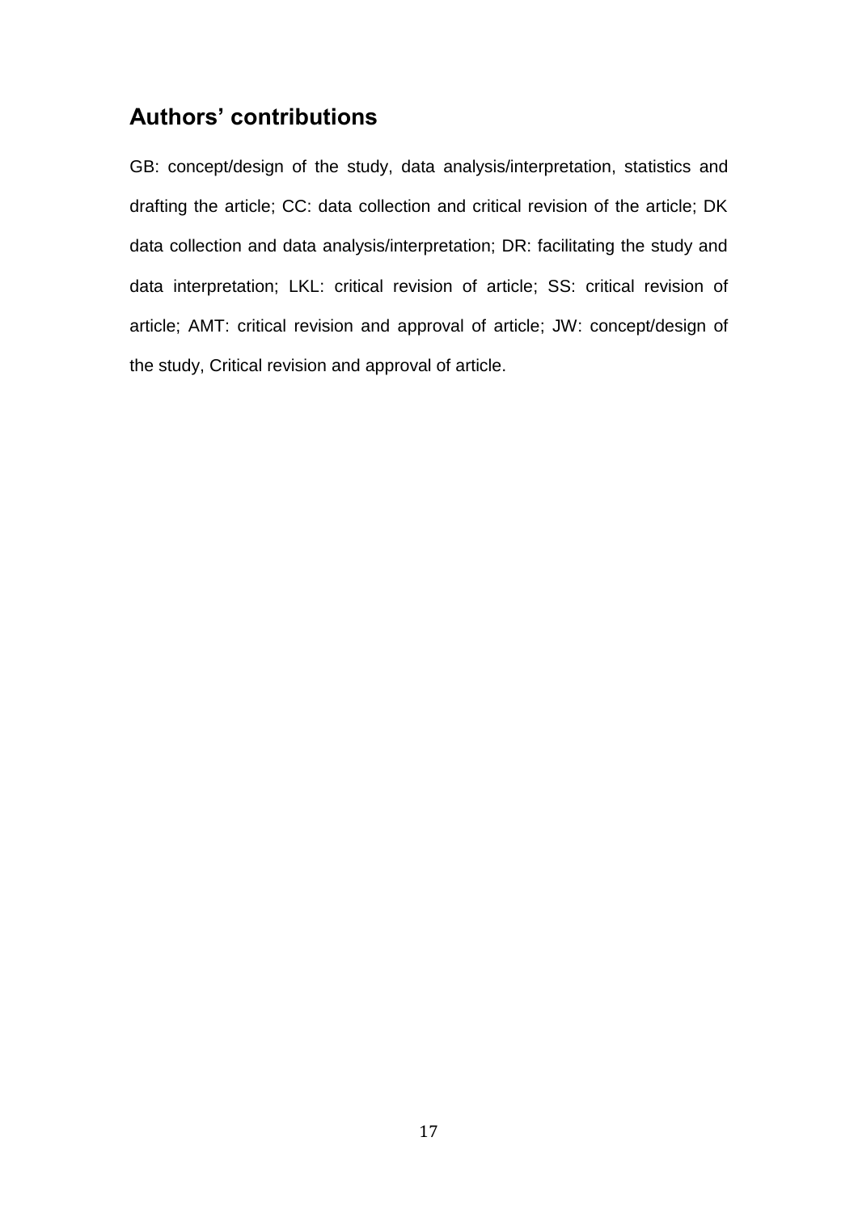## Authors' contributions

GB: concept/design of the study, data analysis/interpretation, statistics and drafting the article; CC: data collection and critical revision of the article; DK data collection and data analysis/interpretation; DR: facilitating the study and data interpretation; LKL: critical revision of article; SS: critical revision of article; AMT: critical revision and approval of article; JW: concept/design of the study, Critical revision and approval of article.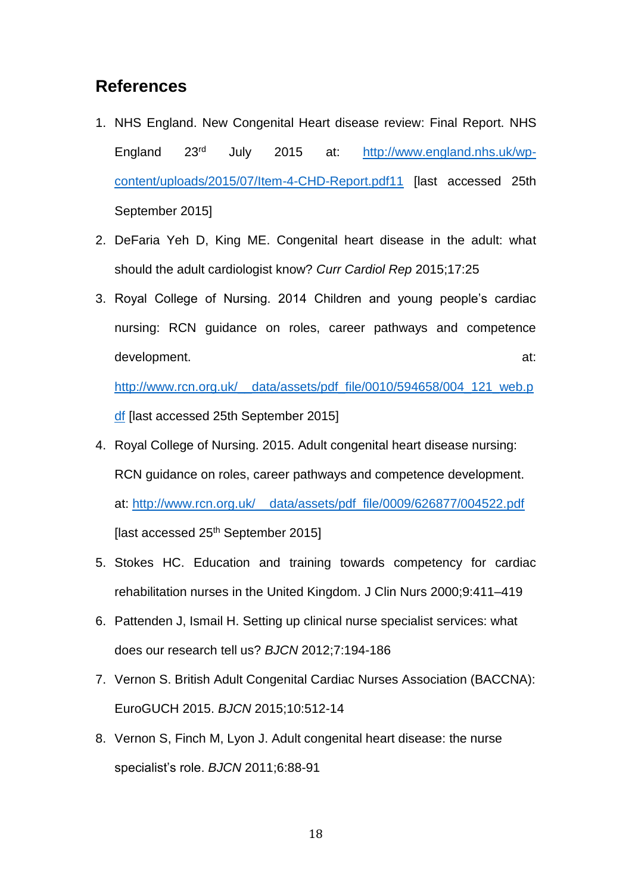## References

1. NHS England. New Congenital Heart disease review: Final Report. NHS England 23rd July 2015 at: http://www.england.nhs.uk/wp-content/uploads/2015/07/Item-4-CHD-Report.pdf11 [last accessed 25th September 2015]
2. DeFaria Yeh D, King ME. Congenital heart disease in the adult: what should the adult cardiologist know? *Curr Cardiol Rep* 2015;17:25
3. Royal College of Nursing. 2014 Children and young people's cardiac nursing: RCN guidance on roles, career pathways and competence development. at: http://www.rcn.org.uk/__data/assets/pdf_file/0010/594658/004_121_web.pdf [last accessed 25th September 2015]
4. Royal College of Nursing. 2015. Adult congenital heart disease nursing: RCN guidance on roles, career pathways and competence development. at: http://www.rcn.org.uk/__data/assets/pdf_file/0009/626877/004522.pdf [last accessed 25th September 2015]
5. Stokes HC. Education and training towards competency for cardiac rehabilitation nurses in the United Kingdom. J Clin Nurs 2000;9:411–419
6. Pattenden J, Ismail H. Setting up clinical nurse specialist services: what does our research tell us? *BJCN* 2012;7:194-186
7. Vernon S. British Adult Congenital Cardiac Nurses Association (BACCNA): EuroGUCH 2015. *BJCN* 2015;10:512-14
8. Vernon S, Finch M, Lyon J. Adult congenital heart disease: the nurse specialist's role. *BJCN* 2011;6:88-91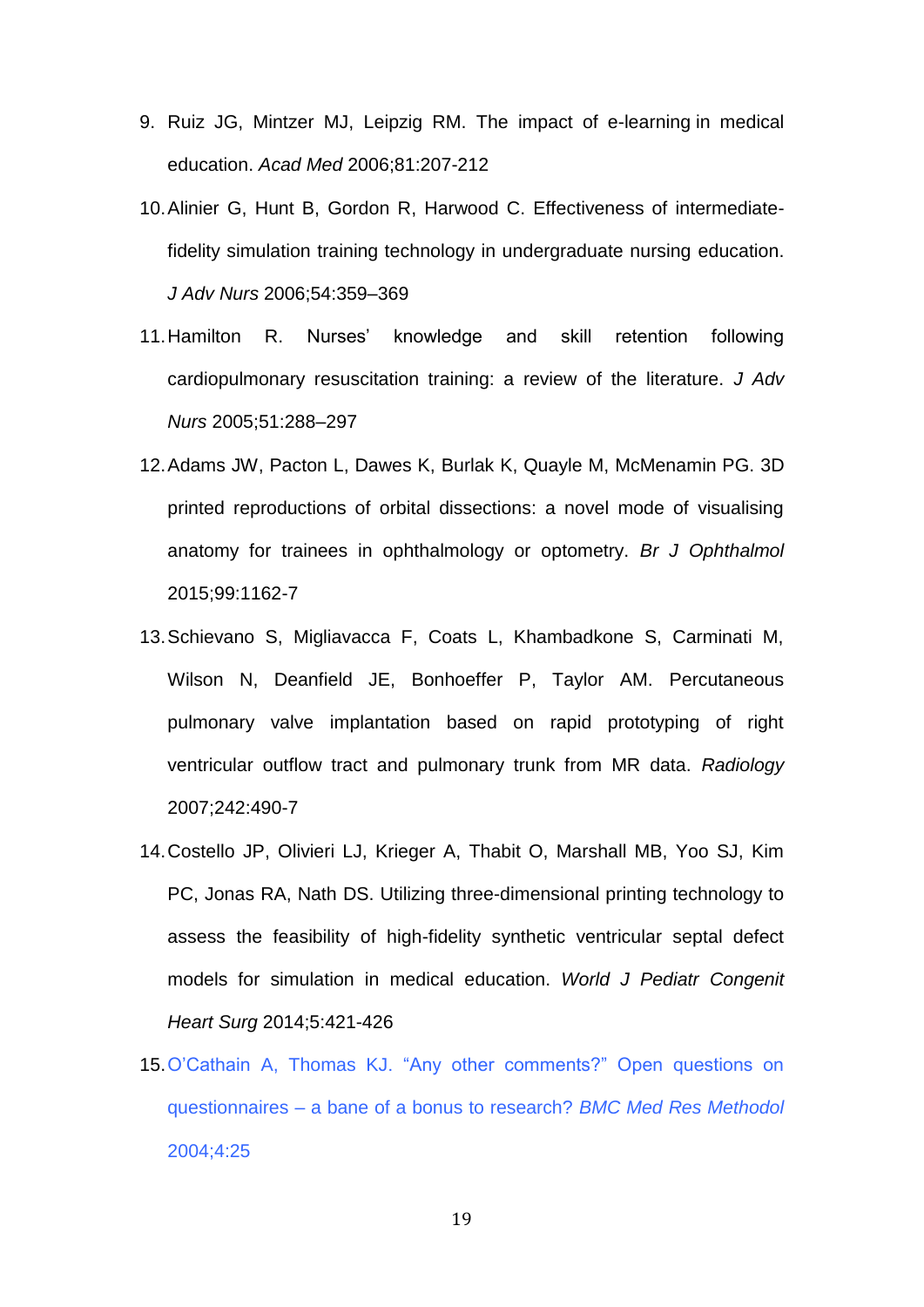9. Ruiz JG, Mintzer MJ, Leipzig RM. The impact of e-learning in medical education. *Acad Med* 2006;81:207-212
10. Alinier G, Hunt B, Gordon R, Harwood C. Effectiveness of intermediate-fidelity simulation training technology in undergraduate nursing education. *J Adv Nurs* 2006;54:359–369
11. Hamilton R. Nurses' knowledge and skill retention following cardiopulmonary resuscitation training: a review of the literature. *J Adv Nurs* 2005;51:288–297
12. Adams JW, Pacton L, Dawes K, Burlak K, Quayle M, McMenamin PG. 3D printed reproductions of orbital dissections: a novel mode of visualising anatomy for trainees in ophthalmology or optometry. *Br J Ophthalmol* 2015;99:1162-7
13. Schievano S, Migliavacca F, Coats L, Khambadkone S, Carminati M, Wilson N, Deanfield JE, Bonhoeffer P, Taylor AM. Percutaneous pulmonary valve implantation based on rapid prototyping of right ventricular outflow tract and pulmonary trunk from MR data. *Radiology* 2007;242:490-7
14. Costello JP, Olivieri LJ, Krieger A, Thabit O, Marshall MB, Yoo SJ, Kim PC, Jonas RA, Nath DS. Utilizing three-dimensional printing technology to assess the feasibility of high-fidelity synthetic ventricular septal defect models for simulation in medical education. *World J Pediatr Congenit Heart Surg* 2014;5:421-426
15. O'Cathain A, Thomas KJ. "Any other comments?" Open questions on questionnaires – a bane of a bonus to research? *BMC Med Res Methodol* 2004;4:25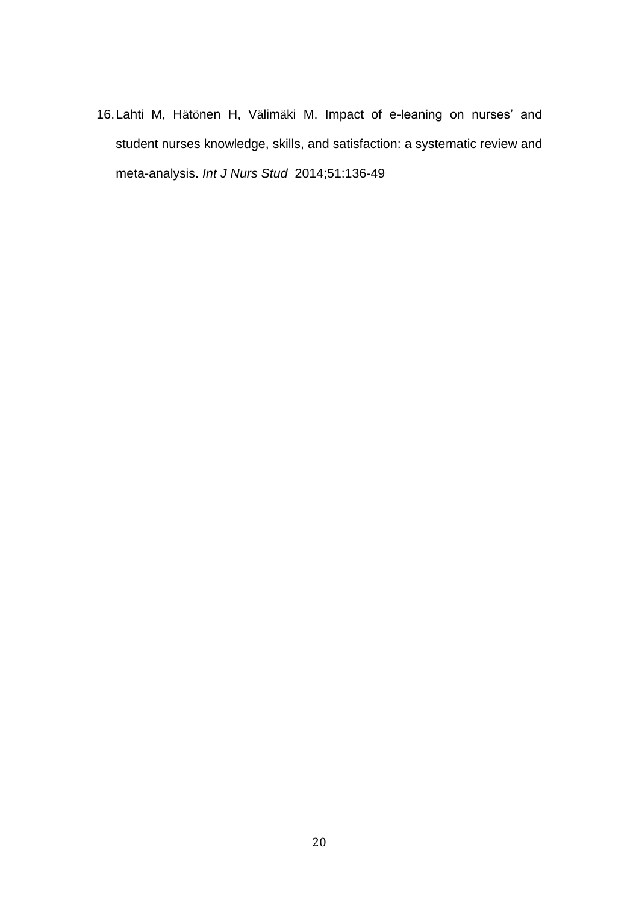16. Lahti M, Hätönen H, Välimäki M. Impact of e-leaning on nurses' and student nurses knowledge, skills, and satisfaction: a systematic review and meta-analysis. *Int J Nurs Stud* 2014;51:136-49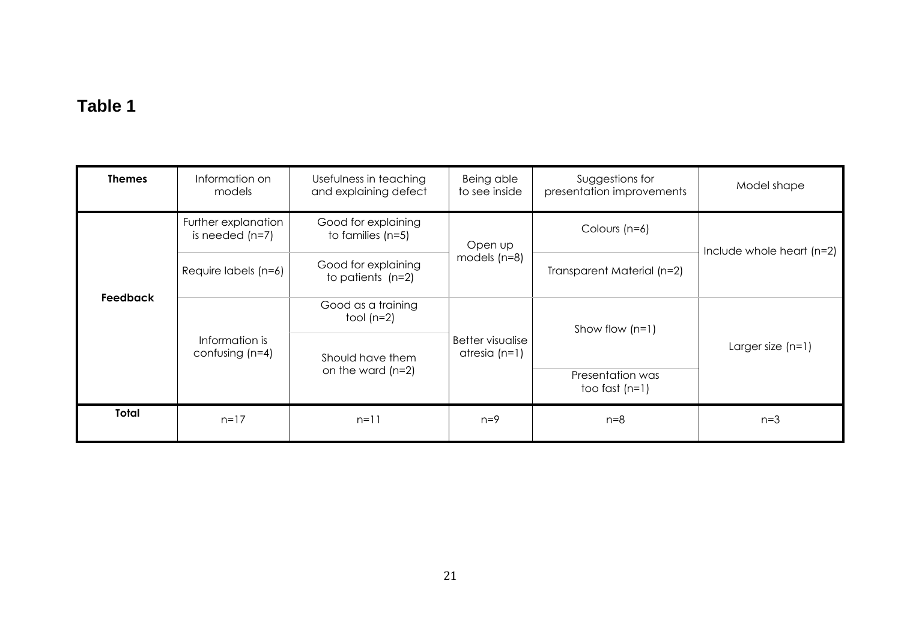**Table 1**

| Themes | Information on models | Usefulness in teaching and explaining defect | Being able to see inside | Suggestions for presentation improvements | Model shape |
|---|---|---|---|---|---|
| Feedback | Further explanation is needed (n=7) | Good for explaining to families (n=5) | Open up models (n=8) | Colours (n=6) | Include whole heart (n=2) |
| | Require labels (n=6) | Good for explaining to patients (n=2) | | Transparent Material (n=2) | |
| | Information is confusing (n=4) | Good as a training tool (n=2) | Better visualise atresia (n=1) | Show flow (n=1) | Larger size (n=1) |
| | | Should have them on the ward (n=2) | | Presentation was too fast (n=1) | |
| **Total** | n=17 | n=11 | n=9 | n=8 | n=3 |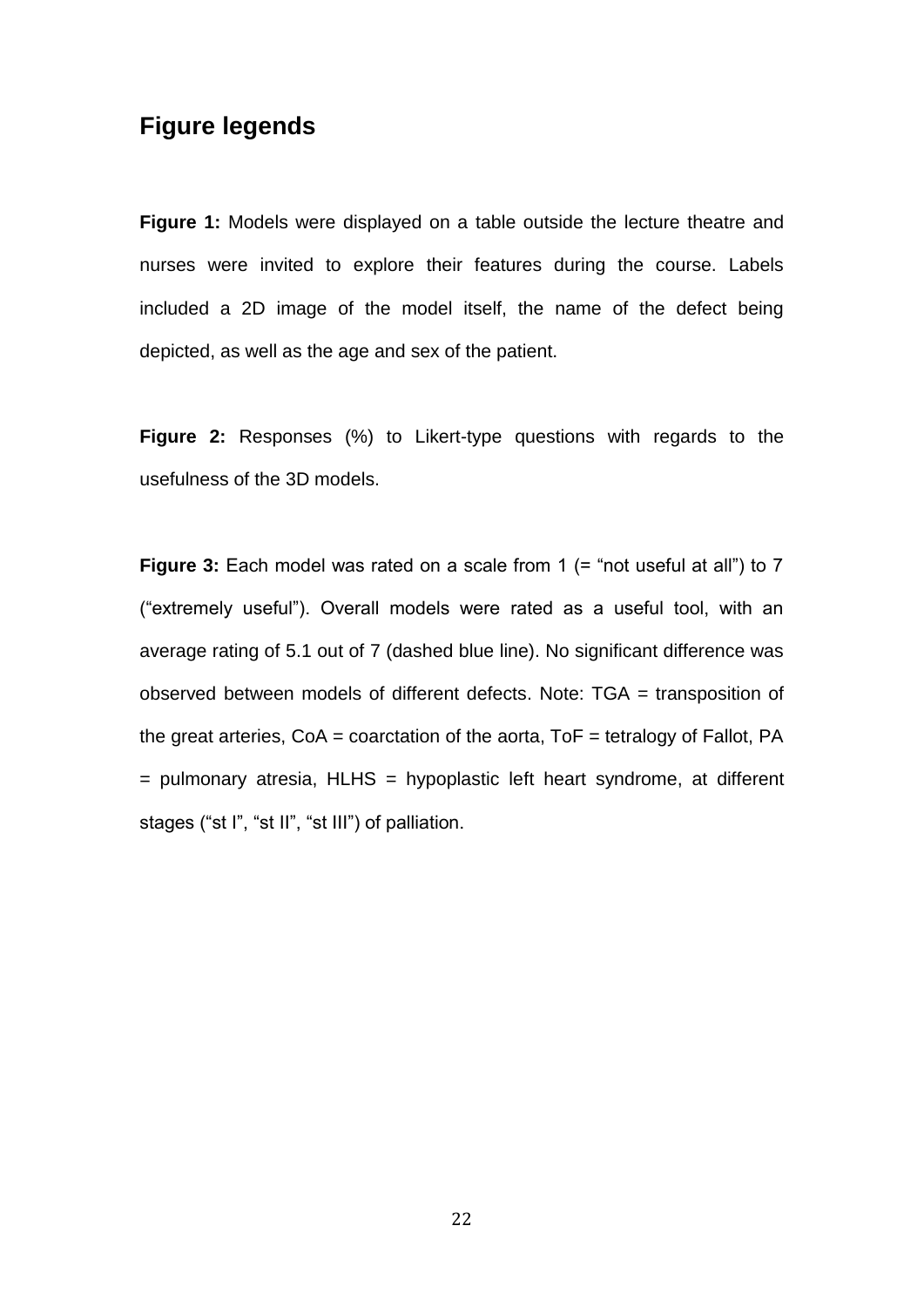## Figure legends

**Figure 1:** Models were displayed on a table outside the lecture theatre and nurses were invited to explore their features during the course. Labels included a 2D image of the model itself, the name of the defect being depicted, as well as the age and sex of the patient.

**Figure 2:** Responses (%) to Likert-type questions with regards to the usefulness of the 3D models.

**Figure 3:** Each model was rated on a scale from 1 (= "not useful at all") to 7 ("extremely useful"). Overall models were rated as a useful tool, with an average rating of 5.1 out of 7 (dashed blue line). No significant difference was observed between models of different defects. Note: TGA = transposition of the great arteries, CoA = coarctation of the aorta, ToF = tetralogy of Fallot, PA = pulmonary atresia, HLHS = hypoplastic left heart syndrome, at different stages ("st I", "st II", "st III") of palliation.